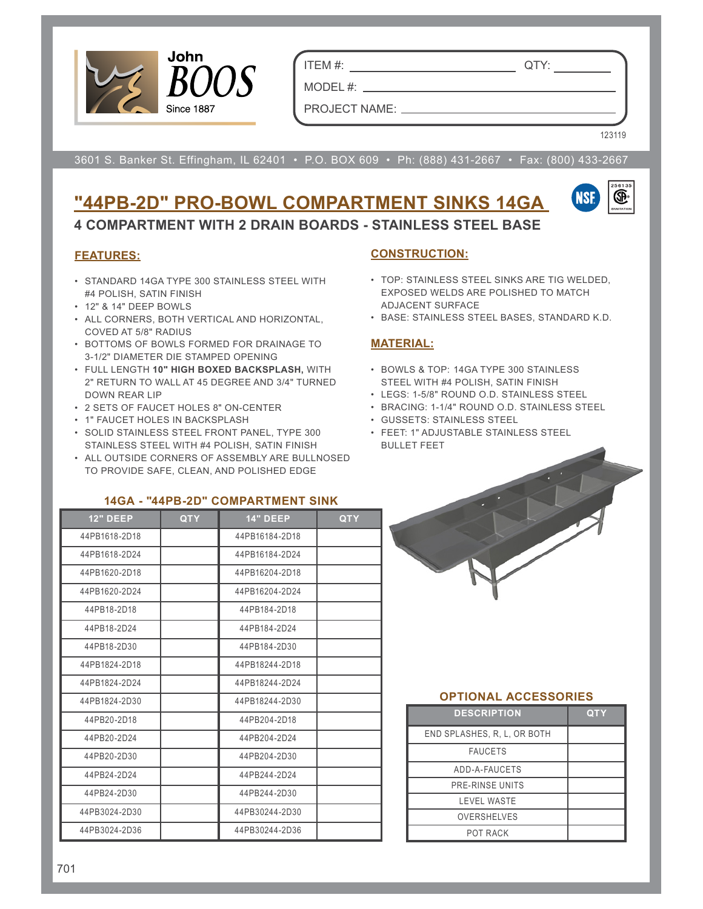John BOOS
Since 1887

ITEM #: ______________________ QTY: __________

MODEL #: ______________________________________

PROJECT NAME: _________________________________

123119

3601 S. Banker St. Effingham, IL 62401 • P.O. BOX 609 • Ph: (888) 431-2667 • Fax: (800) 433-2667

# "44PB-2D" PRO-BOWL COMPARTMENT SINKS 14GA

## 4 COMPARTMENT WITH 2 DRAIN BOARDS - STAINLESS STEEL BASE

### FEATURES:

- STANDARD 14GA TYPE 300 STAINLESS STEEL WITH #4 POLISH, SATIN FINISH
- 12" & 14" DEEP BOWLS
- ALL CORNERS, BOTH VERTICAL AND HORIZONTAL, COVED AT 5/8" RADIUS
- BOTTOMS OF BOWLS FORMED FOR DRAINAGE TO 3-1/2" DIAMETER DIE STAMPED OPENING
- FULL LENGTH **10" HIGH BOXED BACKSPLASH,** WITH 2" RETURN TO WALL AT 45 DEGREE AND 3/4" TURNED DOWN REAR LIP
- 2 SETS OF FAUCET HOLES 8" ON-CENTER
- 1" FAUCET HOLES IN BACKSPLASH
- SOLID STAINLESS STEEL FRONT PANEL, TYPE 300 STAINLESS STEEL WITH #4 POLISH, SATIN FINISH
- ALL OUTSIDE CORNERS OF ASSEMBLY ARE BULLNOSED TO PROVIDE SAFE, CLEAN, AND POLISHED EDGE

### CONSTRUCTION:

- TOP: STAINLESS STEEL SINKS ARE TIG WELDED, EXPOSED WELDS ARE POLISHED TO MATCH ADJACENT SURFACE
- BASE: STAINLESS STEEL BASES, STANDARD K.D.

### MATERIAL:

- BOWLS & TOP: 14GA TYPE 300 STAINLESS STEEL WITH #4 POLISH, SATIN FINISH
- LEGS: 1-5/8" ROUND O.D. STAINLESS STEEL
- BRACING: 1-1/4" ROUND O.D. STAINLESS STEEL
- GUSSETS: STAINLESS STEEL
- FEET: 1" ADJUSTABLE STAINLESS STEEL BULLET FEET

### 14GA - "44PB-2D" COMPARTMENT SINK

| 12" DEEP | QTY | 14" DEEP | QTY |
|---|---|---|---|
| 44PB1618-2D18 | | 44PB16184-2D18 | |
| 44PB1618-2D24 | | 44PB16184-2D24 | |
| 44PB1620-2D18 | | 44PB16204-2D18 | |
| 44PB1620-2D24 | | 44PB16204-2D24 | |
| 44PB18-2D18 | | 44PB184-2D18 | |
| 44PB18-2D24 | | 44PB184-2D24 | |
| 44PB18-2D30 | | 44PB184-2D30 | |
| 44PB1824-2D18 | | 44PB18244-2D18 | |
| 44PB1824-2D24 | | 44PB18244-2D24 | |
| 44PB1824-2D30 | | 44PB18244-2D30 | |
| 44PB20-2D18 | | 44PB204-2D18 | |
| 44PB20-2D24 | | 44PB204-2D24 | |
| 44PB20-2D30 | | 44PB204-2D30 | |
| 44PB24-2D24 | | 44PB244-2D24 | |
| 44PB24-2D30 | | 44PB244-2D30 | |
| 44PB3024-2D30 | | 44PB30244-2D30 | |
| 44PB3024-2D36 | | 44PB30244-2D36 | |

### OPTIONAL ACCESSORIES

| DESCRIPTION | QTY |
|---|---|
| END SPLASHES, R, L, OR BOTH | |
| FAUCETS | |
| ADD-A-FAUCETS | |
| PRE-RINSE UNITS | |
| LEVEL WASTE | |
| OVERSHELVES | |
| POT RACK | |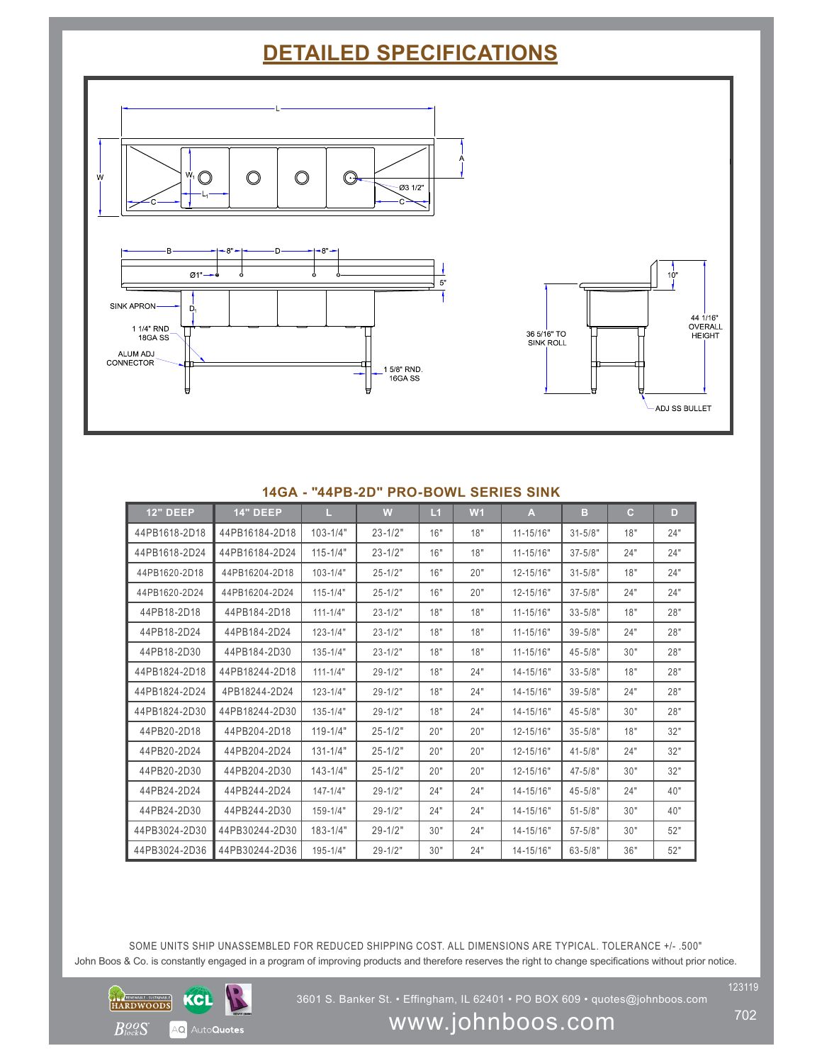# DETAILED SPECIFICATIONS

L

W

W1

L1

C

A

Ø3 1/2"

B

8"

D

8"

Ø1"

5"

SINK APRON

D1

1 1/4" RND 18GA SS

ALUM ADJ CONNECTOR

1 5/8" RND. 16GA SS

10"

44 1/16" OVERALL HEIGHT

36 5/16" TO SINK ROLL

ADJ SS BULLET

## 14GA - "44PB-2D" PRO-BOWL SERIES SINK

| 12" DEEP | 14" DEEP | L | W | L1 | W1 | A | B | C | D |
|---|---|---|---|---|---|---|---|---|---|
| 44PB1618-2D18 | 44PB16184-2D18 | 103-1/4" | 23-1/2" | 16" | 18" | 11-15/16" | 31-5/8" | 18" | 24" |
| 44PB1618-2D24 | 44PB16184-2D24 | 115-1/4" | 23-1/2" | 16" | 18" | 11-15/16" | 37-5/8" | 24" | 24" |
| 44PB1620-2D18 | 44PB16204-2D18 | 103-1/4" | 25-1/2" | 16" | 20" | 12-15/16" | 31-5/8" | 18" | 24" |
| 44PB1620-2D24 | 44PB16204-2D24 | 115-1/4" | 25-1/2" | 16" | 20" | 12-15/16" | 37-5/8" | 24" | 24" |
| 44PB18-2D18 | 44PB184-2D18 | 111-1/4" | 23-1/2" | 18" | 18" | 11-15/16" | 33-5/8" | 18" | 28" |
| 44PB18-2D24 | 44PB184-2D24 | 123-1/4" | 23-1/2" | 18" | 18" | 11-15/16" | 39-5/8" | 24" | 28" |
| 44PB18-2D30 | 44PB184-2D30 | 135-1/4" | 23-1/2" | 18" | 18" | 11-15/16" | 45-5/8" | 30" | 28" |
| 44PB1824-2D18 | 44PB18244-2D18 | 111-1/4" | 29-1/2" | 18" | 24" | 14-15/16" | 33-5/8" | 18" | 28" |
| 44PB1824-2D24 | 4PB18244-2D24 | 123-1/4" | 29-1/2" | 18" | 24" | 14-15/16" | 39-5/8" | 24" | 28" |
| 44PB1824-2D30 | 44PB18244-2D30 | 135-1/4" | 29-1/2" | 18" | 24" | 14-15/16" | 45-5/8" | 30" | 28" |
| 44PB20-2D18 | 44PB204-2D18 | 119-1/4" | 25-1/2" | 20" | 20" | 12-15/16" | 35-5/8" | 18" | 32" |
| 44PB20-2D24 | 44PB204-2D24 | 131-1/4" | 25-1/2" | 20" | 20" | 12-15/16" | 41-5/8" | 24" | 32" |
| 44PB20-2D30 | 44PB204-2D30 | 143-1/4" | 25-1/2" | 20" | 20" | 12-15/16" | 47-5/8" | 30" | 32" |
| 44PB24-2D24 | 44PB244-2D24 | 147-1/4" | 29-1/2" | 24" | 24" | 14-15/16" | 45-5/8" | 24" | 40" |
| 44PB24-2D30 | 44PB244-2D30 | 159-1/4" | 29-1/2" | 24" | 24" | 14-15/16" | 51-5/8" | 30" | 40" |
| 44PB3024-2D30 | 44PB30244-2D30 | 183-1/4" | 29-1/2" | 30" | 24" | 14-15/16" | 57-5/8" | 30" | 52" |
| 44PB3024-2D36 | 44PB30244-2D36 | 195-1/4" | 29-1/2" | 30" | 24" | 14-15/16" | 63-5/8" | 36" | 52" |

SOME UNITS SHIP UNASSEMBLED FOR REDUCED SHIPPING COST. ALL DIMENSIONS ARE TYPICAL. TOLERANCE +/- .500"

John Boos & Co. is constantly engaged in a program of improving products and therefore reserves the right to change specifications without prior notice.

3601 S. Banker St. • Effingham, IL 62401 • PO BOX 609 • quotes@johnboos.com

www.johnboos.com

123119